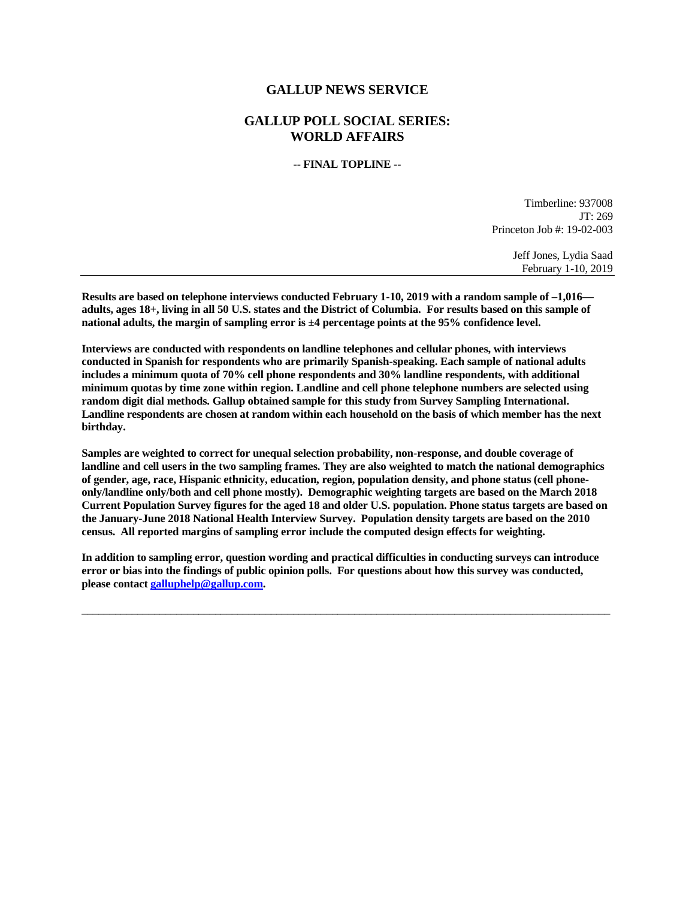# GALLUP NEWS SERVICE

## GALLUP POLL SOCIAL SERIES: WORLD AFFAIRS

**-- FINAL TOPLINE --**

Timberline: 937008
JT: 269
Princeton Job #: 19-02-003

Jeff Jones, Lydia Saad
February 1-10, 2019

---

**Results are based on telephone interviews conducted February 1-10, 2019 with a random sample of –1,016— adults, ages 18+, living in all 50 U.S. states and the District of Columbia. For results based on this sample of national adults, the margin of sampling error is ±4 percentage points at the 95% confidence level.**

**Interviews are conducted with respondents on landline telephones and cellular phones, with interviews conducted in Spanish for respondents who are primarily Spanish-speaking. Each sample of national adults includes a minimum quota of 70% cell phone respondents and 30% landline respondents, with additional minimum quotas by time zone within region. Landline and cell phone telephone numbers are selected using random digit dial methods. Gallup obtained sample for this study from Survey Sampling International. Landline respondents are chosen at random within each household on the basis of which member has the next birthday.**

**Samples are weighted to correct for unequal selection probability, non-response, and double coverage of landline and cell users in the two sampling frames. They are also weighted to match the national demographics of gender, age, race, Hispanic ethnicity, education, region, population density, and phone status (cell phone-only/landline only/both and cell phone mostly). Demographic weighting targets are based on the March 2018 Current Population Survey figures for the aged 18 and older U.S. population. Phone status targets are based on the January-June 2018 National Health Interview Survey. Population density targets are based on the 2010 census. All reported margins of sampling error include the computed design effects for weighting.**

**In addition to sampling error, question wording and practical difficulties in conducting surveys can introduce error or bias into the findings of public opinion polls. For questions about how this survey was conducted, please contact galluphelp@gallup.com.**

---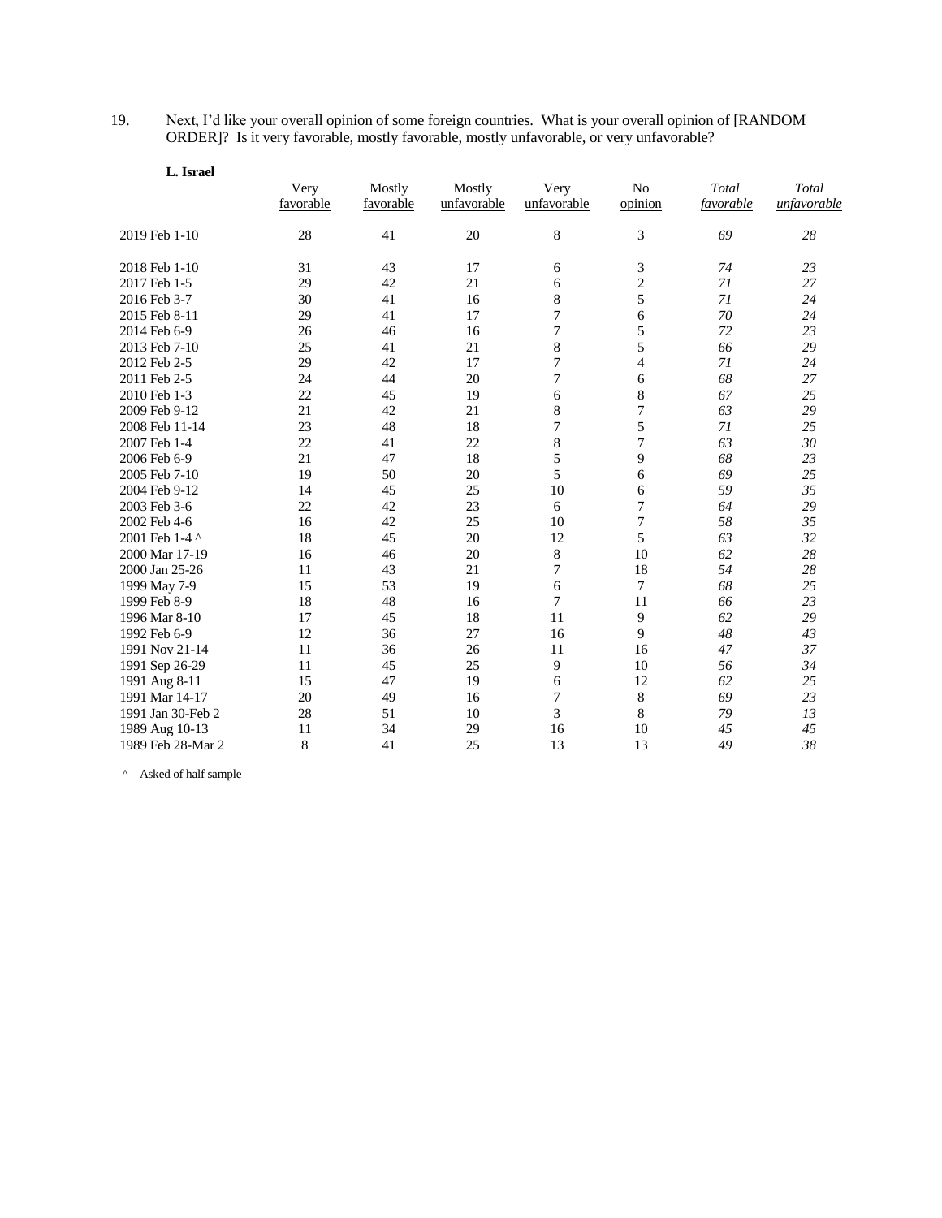19. Next, I'd like your overall opinion of some foreign countries. What is your overall opinion of [RANDOM ORDER]? Is it very favorable, mostly favorable, mostly unfavorable, or very unfavorable?

**L. Israel**

| | Very favorable | Mostly favorable | Mostly unfavorable | Very unfavorable | No opinion | *Total favorable* | *Total unfavorable* |
|---|---|---|---|---|---|---|---|
| 2019 Feb 1-10 | 28 | 41 | 20 | 8 | 3 | *69* | *28* |
| 2018 Feb 1-10 | 31 | 43 | 17 | 6 | 3 | *74* | *23* |
| 2017 Feb 1-5 | 29 | 42 | 21 | 6 | 2 | *71* | *27* |
| 2016 Feb 3-7 | 30 | 41 | 16 | 8 | 5 | *71* | *24* |
| 2015 Feb 8-11 | 29 | 41 | 17 | 7 | 6 | *70* | *24* |
| 2014 Feb 6-9 | 26 | 46 | 16 | 7 | 5 | *72* | *23* |
| 2013 Feb 7-10 | 25 | 41 | 21 | 8 | 5 | *66* | *29* |
| 2012 Feb 2-5 | 29 | 42 | 17 | 7 | 4 | *71* | *24* |
| 2011 Feb 2-5 | 24 | 44 | 20 | 7 | 6 | *68* | *27* |
| 2010 Feb 1-3 | 22 | 45 | 19 | 6 | 8 | *67* | *25* |
| 2009 Feb 9-12 | 21 | 42 | 21 | 8 | 7 | *63* | *29* |
| 2008 Feb 11-14 | 23 | 48 | 18 | 7 | 5 | *71* | *25* |
| 2007 Feb 1-4 | 22 | 41 | 22 | 8 | 7 | *63* | *30* |
| 2006 Feb 6-9 | 21 | 47 | 18 | 5 | 9 | *68* | *23* |
| 2005 Feb 7-10 | 19 | 50 | 20 | 5 | 6 | *69* | *25* |
| 2004 Feb 9-12 | 14 | 45 | 25 | 10 | 6 | *59* | *35* |
| 2003 Feb 3-6 | 22 | 42 | 23 | 6 | 7 | *64* | *29* |
| 2002 Feb 4-6 | 16 | 42 | 25 | 10 | 7 | *58* | *35* |
| 2001 Feb 1-4 ^ | 18 | 45 | 20 | 12 | 5 | *63* | *32* |
| 2000 Mar 17-19 | 16 | 46 | 20 | 8 | 10 | *62* | *28* |
| 2000 Jan 25-26 | 11 | 43 | 21 | 7 | 18 | *54* | *28* |
| 1999 May 7-9 | 15 | 53 | 19 | 6 | 7 | *68* | *25* |
| 1999 Feb 8-9 | 18 | 48 | 16 | 7 | 11 | *66* | *23* |
| 1996 Mar 8-10 | 17 | 45 | 18 | 11 | 9 | *62* | *29* |
| 1992 Feb 6-9 | 12 | 36 | 27 | 16 | 9 | *48* | *43* |
| 1991 Nov 21-14 | 11 | 36 | 26 | 11 | 16 | *47* | *37* |
| 1991 Sep 26-29 | 11 | 45 | 25 | 9 | 10 | *56* | *34* |
| 1991 Aug 8-11 | 15 | 47 | 19 | 6 | 12 | *62* | *25* |
| 1991 Mar 14-17 | 20 | 49 | 16 | 7 | 8 | *69* | *23* |
| 1991 Jan 30-Feb 2 | 28 | 51 | 10 | 3 | 8 | *79* | *13* |
| 1989 Aug 10-13 | 11 | 34 | 29 | 16 | 10 | *45* | *45* |
| 1989 Feb 28-Mar 2 | 8 | 41 | 25 | 13 | 13 | *49* | *38* |

^ Asked of half sample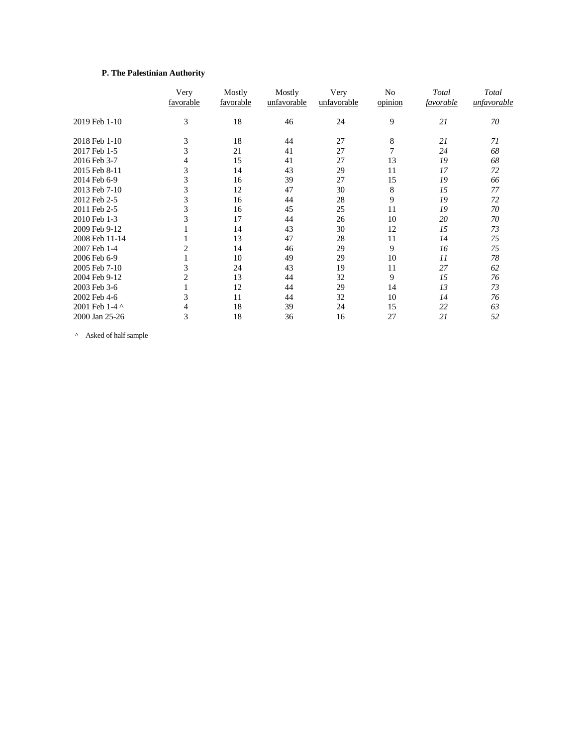**P. The Palestinian Authority**

| | Very favorable | Mostly favorable | Mostly unfavorable | Very unfavorable | No opinion | *Total favorable* | *Total unfavorable* |
|---|---|---|---|---|---|---|---|
| 2019 Feb 1-10 | 3 | 18 | 46 | 24 | 9 | *21* | *70* |
| 2018 Feb 1-10 | 3 | 18 | 44 | 27 | 8 | *21* | *71* |
| 2017 Feb 1-5 | 3 | 21 | 41 | 27 | 7 | *24* | *68* |
| 2016 Feb 3-7 | 4 | 15 | 41 | 27 | 13 | *19* | *68* |
| 2015 Feb 8-11 | 3 | 14 | 43 | 29 | 11 | *17* | *72* |
| 2014 Feb 6-9 | 3 | 16 | 39 | 27 | 15 | *19* | *66* |
| 2013 Feb 7-10 | 3 | 12 | 47 | 30 | 8 | *15* | *77* |
| 2012 Feb 2-5 | 3 | 16 | 44 | 28 | 9 | *19* | *72* |
| 2011 Feb 2-5 | 3 | 16 | 45 | 25 | 11 | *19* | *70* |
| 2010 Feb 1-3 | 3 | 17 | 44 | 26 | 10 | *20* | *70* |
| 2009 Feb 9-12 | 1 | 14 | 43 | 30 | 12 | *15* | *73* |
| 2008 Feb 11-14 | 1 | 13 | 47 | 28 | 11 | *14* | *75* |
| 2007 Feb 1-4 | 2 | 14 | 46 | 29 | 9 | *16* | *75* |
| 2006 Feb 6-9 | 1 | 10 | 49 | 29 | 10 | *11* | *78* |
| 2005 Feb 7-10 | 3 | 24 | 43 | 19 | 11 | *27* | *62* |
| 2004 Feb 9-12 | 2 | 13 | 44 | 32 | 9 | *15* | *76* |
| 2003 Feb 3-6 | 1 | 12 | 44 | 29 | 14 | *13* | *73* |
| 2002 Feb 4-6 | 3 | 11 | 44 | 32 | 10 | *14* | *76* |
| 2001 Feb 1-4 ^ | 4 | 18 | 39 | 24 | 15 | *22* | *63* |
| 2000 Jan 25-26 | 3 | 18 | 36 | 16 | 27 | *21* | *52* |

^ Asked of half sample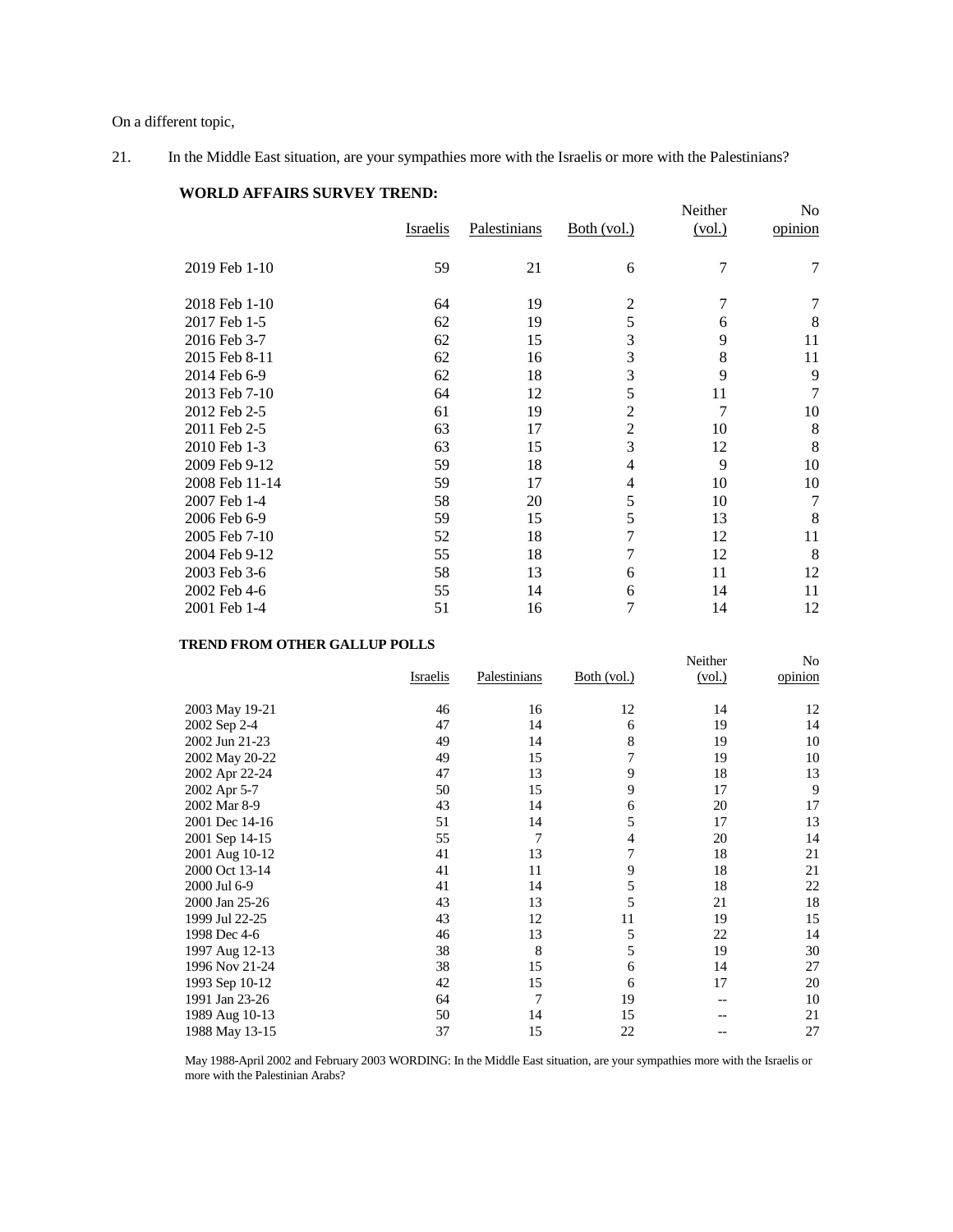On a different topic,

21. In the Middle East situation, are your sympathies more with the Israelis or more with the Palestinians?

**WORLD AFFAIRS SURVEY TREND:**

| | Israelis | Palestinians | Both (vol.) | Neither (vol.) | No opinion |
|---|---|---|---|---|---|
| 2019 Feb 1-10 | 59 | 21 | 6 | 7 | 7 |
| 2018 Feb 1-10 | 64 | 19 | 2 | 7 | 7 |
| 2017 Feb 1-5 | 62 | 19 | 5 | 6 | 8 |
| 2016 Feb 3-7 | 62 | 15 | 3 | 9 | 11 |
| 2015 Feb 8-11 | 62 | 16 | 3 | 8 | 11 |
| 2014 Feb 6-9 | 62 | 18 | 3 | 9 | 9 |
| 2013 Feb 7-10 | 64 | 12 | 5 | 11 | 7 |
| 2012 Feb 2-5 | 61 | 19 | 2 | 7 | 10 |
| 2011 Feb 2-5 | 63 | 17 | 2 | 10 | 8 |
| 2010 Feb 1-3 | 63 | 15 | 3 | 12 | 8 |
| 2009 Feb 9-12 | 59 | 18 | 4 | 9 | 10 |
| 2008 Feb 11-14 | 59 | 17 | 4 | 10 | 10 |
| 2007 Feb 1-4 | 58 | 20 | 5 | 10 | 7 |
| 2006 Feb 6-9 | 59 | 15 | 5 | 13 | 8 |
| 2005 Feb 7-10 | 52 | 18 | 7 | 12 | 11 |
| 2004 Feb 9-12 | 55 | 18 | 7 | 12 | 8 |
| 2003 Feb 3-6 | 58 | 13 | 6 | 11 | 12 |
| 2002 Feb 4-6 | 55 | 14 | 6 | 14 | 11 |
| 2001 Feb 1-4 | 51 | 16 | 7 | 14 | 12 |

**TREND FROM OTHER GALLUP POLLS**

| | Israelis | Palestinians | Both (vol.) | Neither (vol.) | No opinion |
|---|---|---|---|---|---|
| 2003 May 19-21 | 46 | 16 | 12 | 14 | 12 |
| 2002 Sep 2-4 | 47 | 14 | 6 | 19 | 14 |
| 2002 Jun 21-23 | 49 | 14 | 8 | 19 | 10 |
| 2002 May 20-22 | 49 | 15 | 7 | 19 | 10 |
| 2002 Apr 22-24 | 47 | 13 | 9 | 18 | 13 |
| 2002 Apr 5-7 | 50 | 15 | 9 | 17 | 9 |
| 2002 Mar 8-9 | 43 | 14 | 6 | 20 | 17 |
| 2001 Dec 14-16 | 51 | 14 | 5 | 17 | 13 |
| 2001 Sep 14-15 | 55 | 7 | 4 | 20 | 14 |
| 2001 Aug 10-12 | 41 | 13 | 7 | 18 | 21 |
| 2000 Oct 13-14 | 41 | 11 | 9 | 18 | 21 |
| 2000 Jul 6-9 | 41 | 14 | 5 | 18 | 22 |
| 2000 Jan 25-26 | 43 | 13 | 5 | 21 | 18 |
| 1999 Jul 22-25 | 43 | 12 | 11 | 19 | 15 |
| 1998 Dec 4-6 | 46 | 13 | 5 | 22 | 14 |
| 1997 Aug 12-13 | 38 | 8 | 5 | 19 | 30 |
| 1996 Nov 21-24 | 38 | 15 | 6 | 14 | 27 |
| 1993 Sep 10-12 | 42 | 15 | 6 | 17 | 20 |
| 1991 Jan 23-26 | 64 | 7 | 19 | -- | 10 |
| 1989 Aug 10-13 | 50 | 14 | 15 | -- | 21 |
| 1988 May 13-15 | 37 | 15 | 22 | -- | 27 |

May 1988-April 2002 and February 2003 WORDING: In the Middle East situation, are your sympathies more with the Israelis or more with the Palestinian Arabs?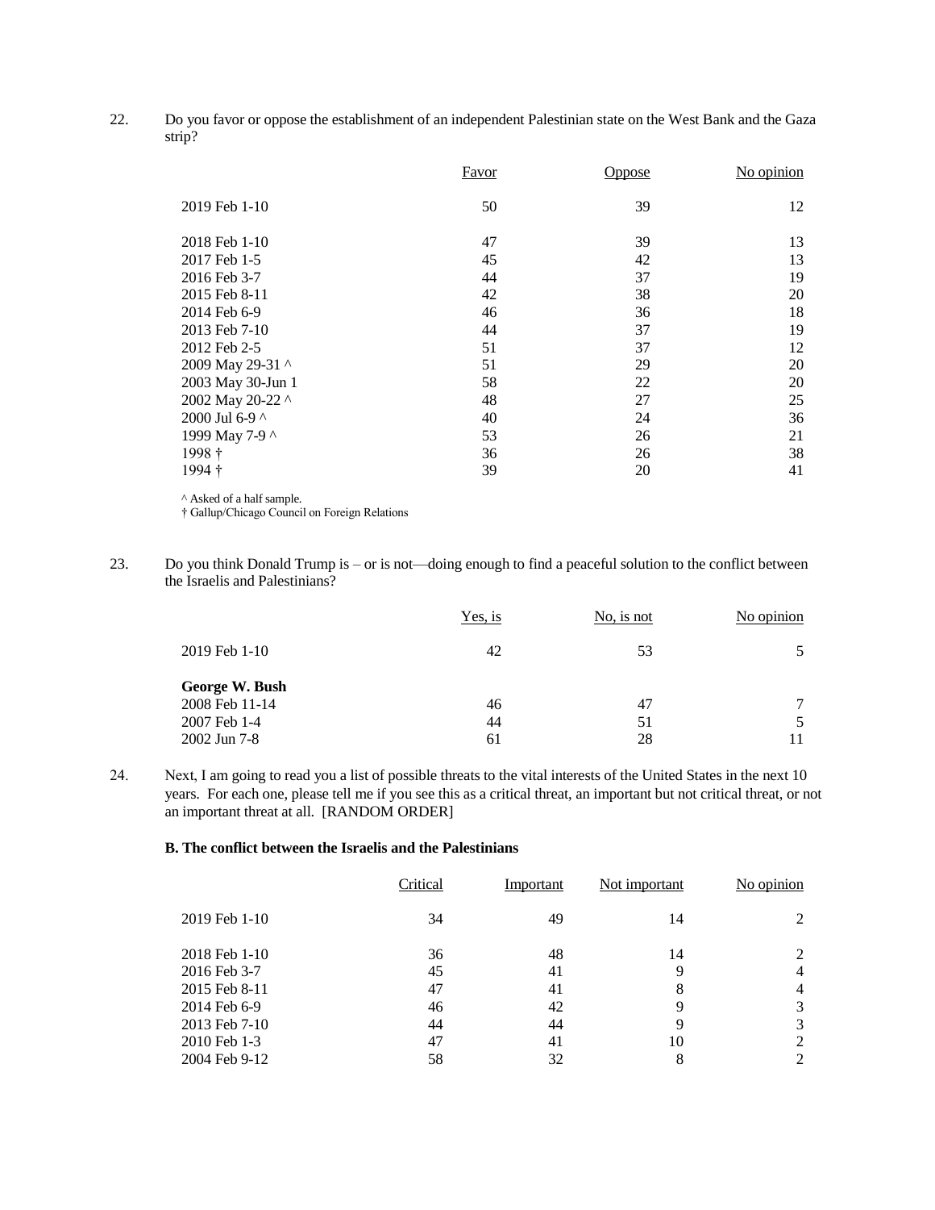22. Do you favor or oppose the establishment of an independent Palestinian state on the West Bank and the Gaza strip?

| | Favor | Oppose | No opinion |
|---|---|---|---|
| 2019 Feb 1-10 | 50 | 39 | 12 |
| 2018 Feb 1-10 | 47 | 39 | 13 |
| 2017 Feb 1-5 | 45 | 42 | 13 |
| 2016 Feb 3-7 | 44 | 37 | 19 |
| 2015 Feb 8-11 | 42 | 38 | 20 |
| 2014 Feb 6-9 | 46 | 36 | 18 |
| 2013 Feb 7-10 | 44 | 37 | 19 |
| 2012 Feb 2-5 | 51 | 37 | 12 |
| 2009 May 29-31 ^ | 51 | 29 | 20 |
| 2003 May 30-Jun 1 | 58 | 22 | 20 |
| 2002 May 20-22 ^ | 48 | 27 | 25 |
| 2000 Jul 6-9 ^ | 40 | 24 | 36 |
| 1999 May 7-9 ^ | 53 | 26 | 21 |
| 1998 † | 36 | 26 | 38 |
| 1994 † | 39 | 20 | 41 |

^ Asked of a half sample.
† Gallup/Chicago Council on Foreign Relations

23. Do you think Donald Trump is – or is not—doing enough to find a peaceful solution to the conflict between the Israelis and Palestinians?

| | Yes, is | No, is not | No opinion |
|---|---|---|---|
| 2019 Feb 1-10 | 42 | 53 | 5 |
| **George W. Bush** | | | |
| 2008 Feb 11-14 | 46 | 47 | 7 |
| 2007 Feb 1-4 | 44 | 51 | 5 |
| 2002 Jun 7-8 | 61 | 28 | 11 |

24. Next, I am going to read you a list of possible threats to the vital interests of the United States in the next 10 years. For each one, please tell me if you see this as a critical threat, an important but not critical threat, or not an important threat at all. [RANDOM ORDER]

**B. The conflict between the Israelis and the Palestinians**

| | Critical | Important | Not important | No opinion |
|---|---|---|---|---|
| 2019 Feb 1-10 | 34 | 49 | 14 | 2 |
| 2018 Feb 1-10 | 36 | 48 | 14 | 2 |
| 2016 Feb 3-7 | 45 | 41 | 9 | 4 |
| 2015 Feb 8-11 | 47 | 41 | 8 | 4 |
| 2014 Feb 6-9 | 46 | 42 | 9 | 3 |
| 2013 Feb 7-10 | 44 | 44 | 9 | 3 |
| 2010 Feb 1-3 | 47 | 41 | 10 | 2 |
| 2004 Feb 9-12 | 58 | 32 | 8 | 2 |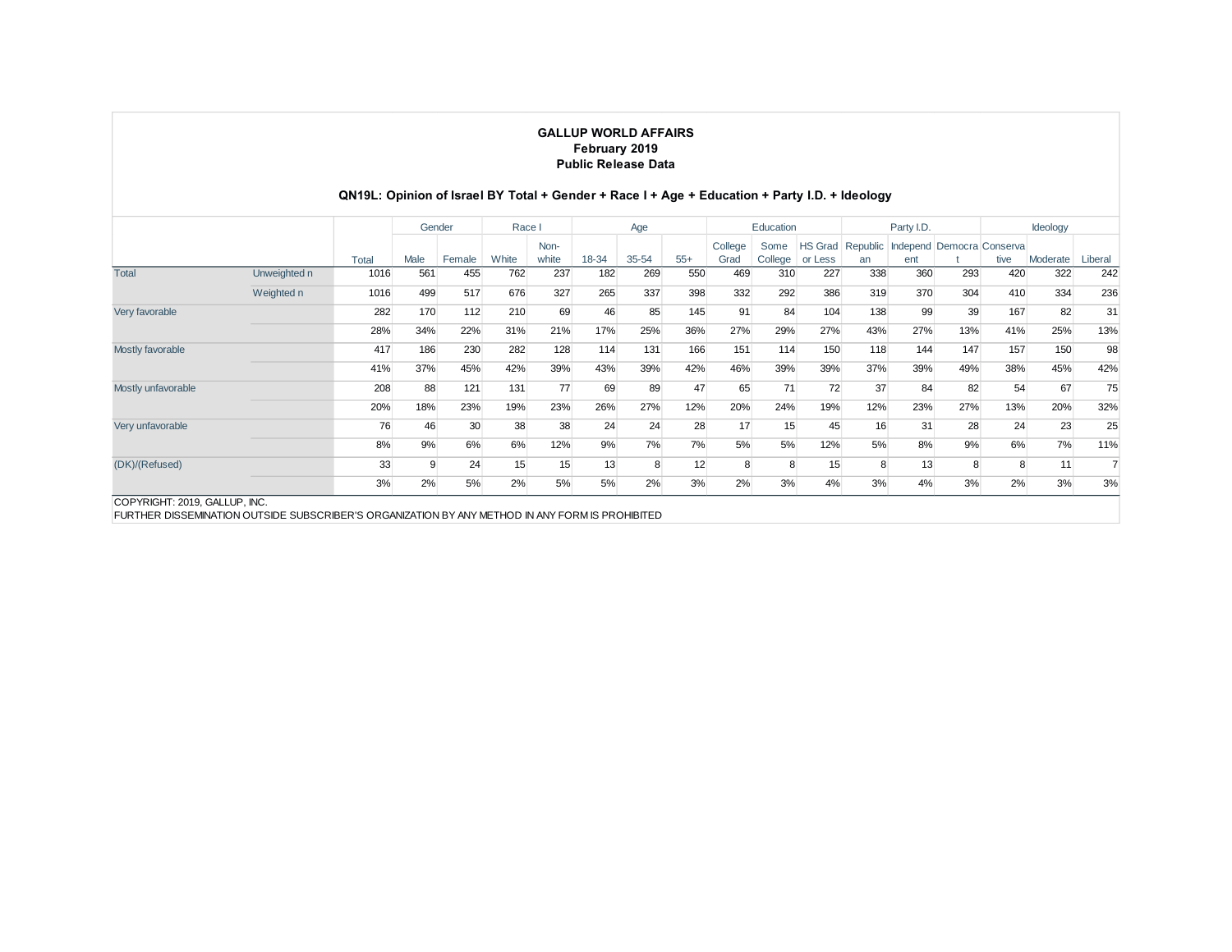**GALLUP WORLD AFFAIRS**
**February 2019**
**Public Release Data**

**QN19L: Opinion of Israel BY Total + Gender + Race I + Age + Education + Party I.D. + Ideology**

| | | | Gender | | Race I | | Age | | | Education | | | Party I.D. | | | Ideology | | |
|---|---|---|---|---|---|---|---|---|---|---|---|---|---|---|---|---|---|---|
| | | Total | Male | Female | White | Non-white | 18-34 | 35-54 | 55+ | College Grad | Some College | HS Grad or Less | Republican | Independent | Democrat | Conservative | Moderate | Liberal |
| Total | Unweighted n | 1016 | 561 | 455 | 762 | 237 | 182 | 269 | 550 | 469 | 310 | 227 | 338 | 360 | 293 | 420 | 322 | 242 |
| | Weighted n | 1016 | 499 | 517 | 676 | 327 | 265 | 337 | 398 | 332 | 292 | 386 | 319 | 370 | 304 | 410 | 334 | 236 |
| Very favorable | | 282 | 170 | 112 | 210 | 69 | 46 | 85 | 145 | 91 | 84 | 104 | 138 | 99 | 39 | 167 | 82 | 31 |
| | | 28% | 34% | 22% | 31% | 21% | 17% | 25% | 36% | 27% | 29% | 27% | 43% | 27% | 13% | 41% | 25% | 13% |
| Mostly favorable | | 417 | 186 | 230 | 282 | 128 | 114 | 131 | 166 | 151 | 114 | 150 | 118 | 144 | 147 | 157 | 150 | 98 |
| | | 41% | 37% | 45% | 42% | 39% | 43% | 39% | 42% | 46% | 39% | 39% | 37% | 39% | 49% | 38% | 45% | 42% |
| Mostly unfavorable | | 208 | 88 | 121 | 131 | 77 | 69 | 89 | 47 | 65 | 71 | 72 | 37 | 84 | 82 | 54 | 67 | 75 |
| | | 20% | 18% | 23% | 19% | 23% | 26% | 27% | 12% | 20% | 24% | 19% | 12% | 23% | 27% | 13% | 20% | 32% |
| Very unfavorable | | 76 | 46 | 30 | 38 | 38 | 24 | 24 | 28 | 17 | 15 | 45 | 16 | 31 | 28 | 24 | 23 | 25 |
| | | 8% | 9% | 6% | 6% | 12% | 9% | 7% | 7% | 5% | 5% | 12% | 5% | 8% | 9% | 6% | 7% | 11% |
| (DK)/(Refused) | | 33 | 9 | 24 | 15 | 15 | 13 | 8 | 12 | 8 | 8 | 15 | 8 | 13 | 8 | 8 | 11 | 7 |
| | | 3% | 2% | 5% | 2% | 5% | 5% | 2% | 3% | 2% | 3% | 4% | 3% | 4% | 3% | 2% | 3% | 3% |

COPYRIGHT: 2019, GALLUP, INC.
FURTHER DISSEMINATION OUTSIDE SUBSCRIBER'S ORGANIZATION BY ANY METHOD IN ANY FORM IS PROHIBITED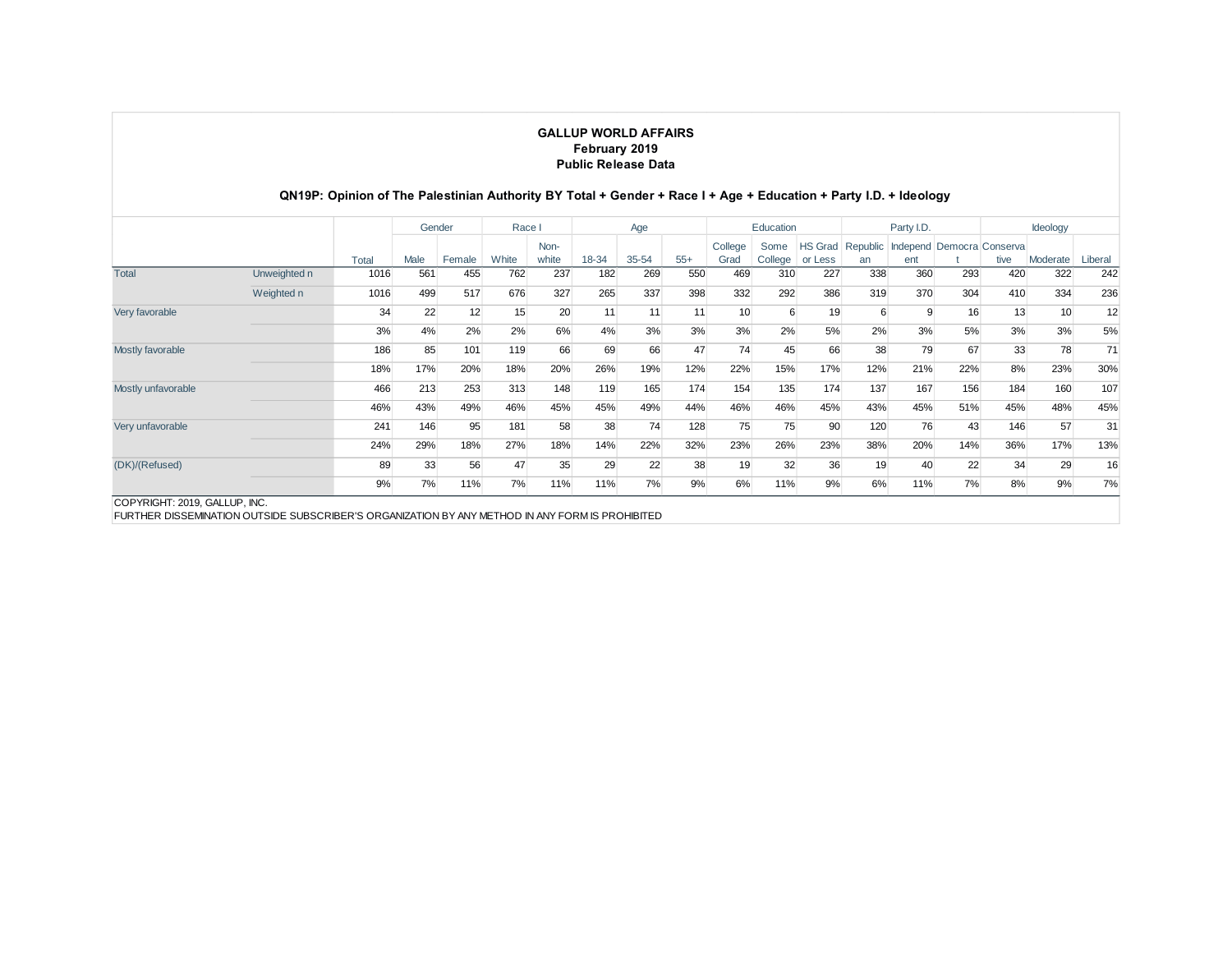**GALLUP WORLD AFFAIRS**
**February 2019**
**Public Release Data**

**QN19P: Opinion of The Palestinian Authority BY Total + Gender + Race I + Age + Education + Party I.D. + Ideology**

| | | | Gender | | Race I | | Age | | | Education | | | Party I.D. | | | Ideology | | |
|---|---|---|---|---|---|---|---|---|---|---|---|---|---|---|---|---|---|---|
| | | Total | Male | Female | White | Non-white | 18-34 | 35-54 | 55+ | College Grad | Some College | HS Grad or Less | Republican | Independent | Democrat | Conservative | Moderate | Liberal |
| Total | Unweighted n | 1016 | 561 | 455 | 762 | 237 | 182 | 269 | 550 | 469 | 310 | 227 | 338 | 360 | 293 | 420 | 322 | 242 |
| | Weighted n | 1016 | 499 | 517 | 676 | 327 | 265 | 337 | 398 | 332 | 292 | 386 | 319 | 370 | 304 | 410 | 334 | 236 |
| Very favorable | | 34 | 22 | 12 | 15 | 20 | 11 | 11 | 11 | 10 | 6 | 19 | 6 | 9 | 16 | 13 | 10 | 12 |
| | | 3% | 4% | 2% | 2% | 6% | 4% | 3% | 3% | 3% | 2% | 5% | 2% | 3% | 5% | 3% | 3% | 5% |
| Mostly favorable | | 186 | 85 | 101 | 119 | 66 | 69 | 66 | 47 | 74 | 45 | 66 | 38 | 79 | 67 | 33 | 78 | 71 |
| | | 18% | 17% | 20% | 18% | 20% | 26% | 19% | 12% | 22% | 15% | 17% | 12% | 21% | 22% | 8% | 23% | 30% |
| Mostly unfavorable | | 466 | 213 | 253 | 313 | 148 | 119 | 165 | 174 | 154 | 135 | 174 | 137 | 167 | 156 | 184 | 160 | 107 |
| | | 46% | 43% | 49% | 46% | 45% | 45% | 49% | 44% | 46% | 46% | 45% | 43% | 45% | 51% | 45% | 48% | 45% |
| Very unfavorable | | 241 | 146 | 95 | 181 | 58 | 38 | 74 | 128 | 75 | 75 | 90 | 120 | 76 | 43 | 146 | 57 | 31 |
| | | 24% | 29% | 18% | 27% | 18% | 14% | 22% | 32% | 23% | 26% | 23% | 38% | 20% | 14% | 36% | 17% | 13% |
| (DK)/(Refused) | | 89 | 33 | 56 | 47 | 35 | 29 | 22 | 38 | 19 | 32 | 36 | 19 | 40 | 22 | 34 | 29 | 16 |
| | | 9% | 7% | 11% | 7% | 11% | 11% | 7% | 9% | 6% | 11% | 9% | 6% | 11% | 7% | 8% | 9% | 7% |

COPYRIGHT: 2019, GALLUP, INC.
FURTHER DISSEMINATION OUTSIDE SUBSCRIBER'S ORGANIZATION BY ANY METHOD IN ANY FORM IS PROHIBITED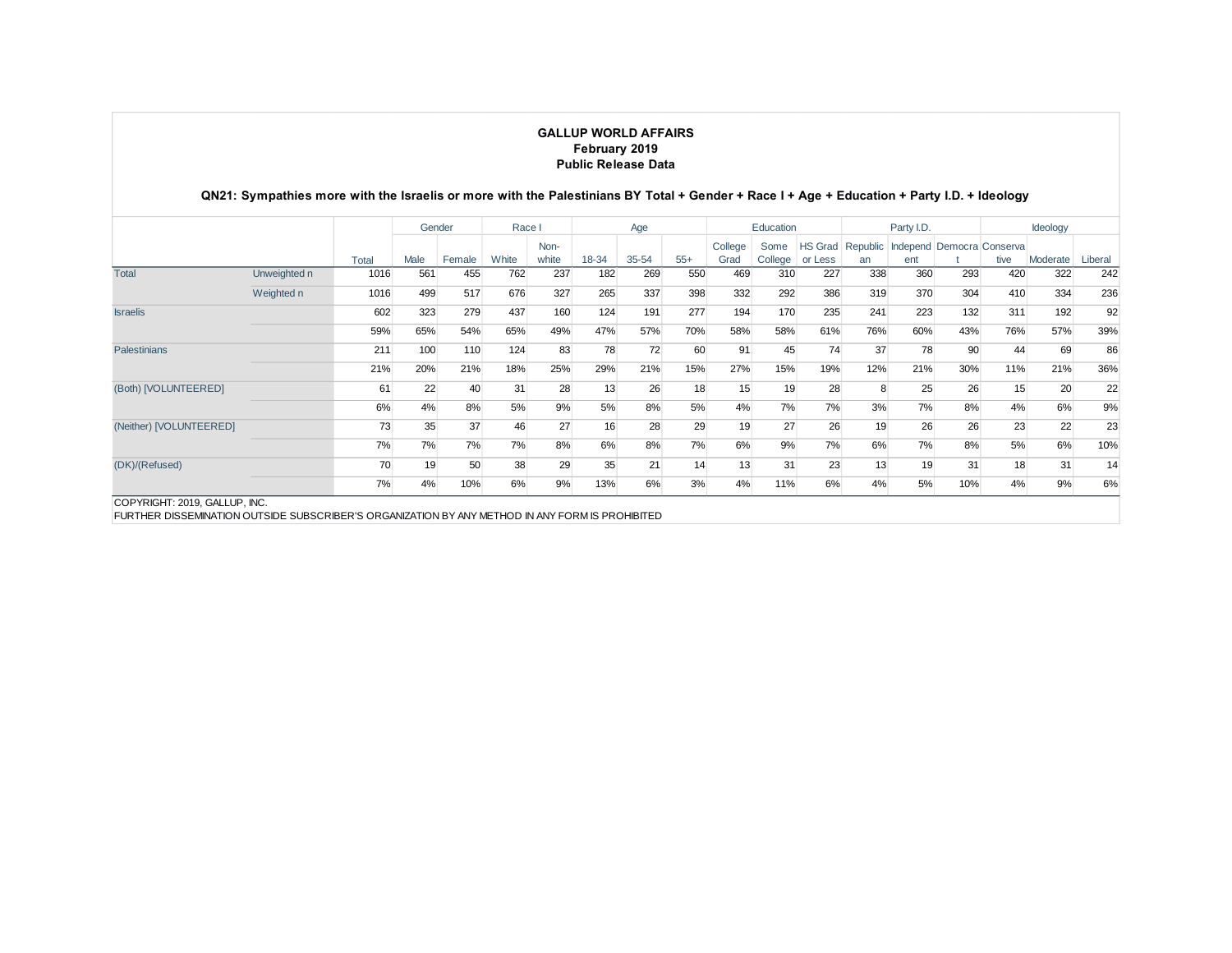**GALLUP WORLD AFFAIRS**
**February 2019**
**Public Release Data**

**QN21: Sympathies more with the Israelis or more with the Palestinians BY Total + Gender + Race I + Age + Education + Party I.D. + Ideology**

| | | | Gender | | Race I | | Age | | | Education | | | Party I.D. | | | Ideology | | |
|---|---|---|---|---|---|---|---|---|---|---|---|---|---|---|---|---|---|---|
| | | Total | Male | Female | White | Non-white | 18-34 | 35-54 | 55+ | College Grad | Some College | HS Grad or Less | Republican | Independent | Democrat | Conservative | Moderate | Liberal |
| Total | Unweighted n | 1016 | 561 | 455 | 762 | 237 | 182 | 269 | 550 | 469 | 310 | 227 | 338 | 360 | 293 | 420 | 322 | 242 |
| | Weighted n | 1016 | 499 | 517 | 676 | 327 | 265 | 337 | 398 | 332 | 292 | 386 | 319 | 370 | 304 | 410 | 334 | 236 |
| Israelis | | 602 | 323 | 279 | 437 | 160 | 124 | 191 | 277 | 194 | 170 | 235 | 241 | 223 | 132 | 311 | 192 | 92 |
| | | 59% | 65% | 54% | 65% | 49% | 47% | 57% | 70% | 58% | 58% | 61% | 76% | 60% | 43% | 76% | 57% | 39% |
| Palestinians | | 211 | 100 | 110 | 124 | 83 | 78 | 72 | 60 | 91 | 45 | 74 | 37 | 78 | 90 | 44 | 69 | 86 |
| | | 21% | 20% | 21% | 18% | 25% | 29% | 21% | 15% | 27% | 15% | 19% | 12% | 21% | 30% | 11% | 21% | 36% |
| (Both) [VOLUNTEERED] | | 61 | 22 | 40 | 31 | 28 | 13 | 26 | 18 | 15 | 19 | 28 | 8 | 25 | 26 | 15 | 20 | 22 |
| | | 6% | 4% | 8% | 5% | 9% | 5% | 8% | 5% | 4% | 7% | 7% | 3% | 7% | 8% | 4% | 6% | 9% |
| (Neither) [VOLUNTEERED] | | 73 | 35 | 37 | 46 | 27 | 16 | 28 | 29 | 19 | 27 | 26 | 19 | 26 | 26 | 23 | 22 | 23 |
| | | 7% | 7% | 7% | 7% | 8% | 6% | 8% | 7% | 6% | 9% | 7% | 6% | 7% | 8% | 5% | 6% | 10% |
| (DK)/(Refused) | | 70 | 19 | 50 | 38 | 29 | 35 | 21 | 14 | 13 | 31 | 23 | 13 | 19 | 31 | 18 | 31 | 14 |
| | | 7% | 4% | 10% | 6% | 9% | 13% | 6% | 3% | 4% | 11% | 6% | 4% | 5% | 10% | 4% | 9% | 6% |

COPYRIGHT: 2019, GALLUP, INC.
FURTHER DISSEMINATION OUTSIDE SUBSCRIBER'S ORGANIZATION BY ANY METHOD IN ANY FORM IS PROHIBITED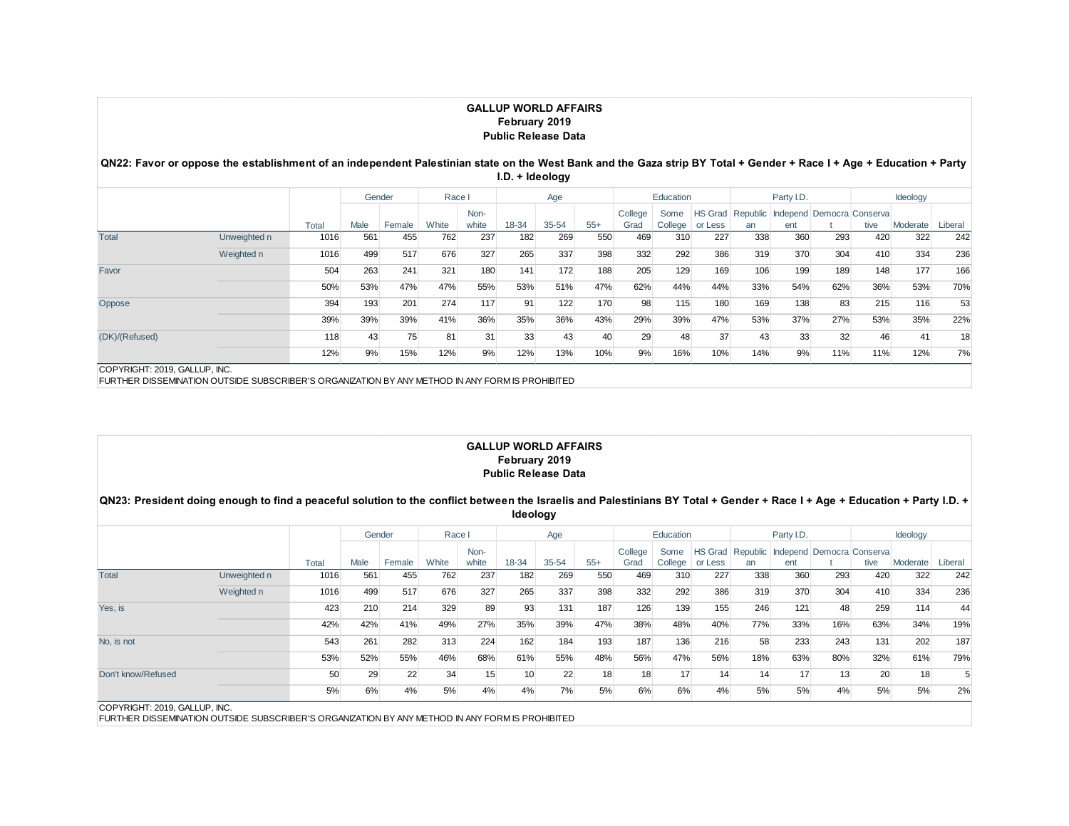**GALLUP WORLD AFFAIRS**
**February 2019**
**Public Release Data**

**QN22: Favor or oppose the establishment of an independent Palestinian state on the West Bank and the Gaza strip BY Total + Gender + Race I + Age + Education + Party I.D. + Ideology**

| | | | Gender | | Race I | | Age | | | Education | | | Party I.D. | | | Ideology | | |
|---|---|---|---|---|---|---|---|---|---|---|---|---|---|---|---|---|---|---|
| | | Total | Male | Female | White | Non-white | 18-34 | 35-54 | 55+ | College Grad | Some College | HS Grad or Less | Republican | Independent | Democrat | Conservative | Moderate | Liberal |
| Total | Unweighted n | 1016 | 561 | 455 | 762 | 237 | 182 | 269 | 550 | 469 | 310 | 227 | 338 | 360 | 293 | 420 | 322 | 242 |
| | Weighted n | 1016 | 499 | 517 | 676 | 327 | 265 | 337 | 398 | 332 | 292 | 386 | 319 | 370 | 304 | 410 | 334 | 236 |
| Favor | | 504 | 263 | 241 | 321 | 180 | 141 | 172 | 188 | 205 | 129 | 169 | 106 | 199 | 189 | 148 | 177 | 166 |
| | | 50% | 53% | 47% | 47% | 55% | 53% | 51% | 47% | 62% | 44% | 44% | 33% | 54% | 62% | 36% | 53% | 70% |
| Oppose | | 394 | 193 | 201 | 274 | 117 | 91 | 122 | 170 | 98 | 115 | 180 | 169 | 138 | 83 | 215 | 116 | 53 |
| | | 39% | 39% | 39% | 41% | 36% | 35% | 36% | 43% | 29% | 39% | 47% | 53% | 37% | 27% | 53% | 35% | 22% |
| (DK)/(Refused) | | 118 | 43 | 75 | 81 | 31 | 33 | 43 | 40 | 29 | 48 | 37 | 43 | 33 | 32 | 46 | 41 | 18 |
| | | 12% | 9% | 15% | 12% | 9% | 12% | 13% | 10% | 9% | 16% | 10% | 14% | 9% | 11% | 11% | 12% | 7% |

COPYRIGHT: 2019, GALLUP, INC.
FURTHER DISSEMINATION OUTSIDE SUBSCRIBER'S ORGANIZATION BY ANY METHOD IN ANY FORM IS PROHIBITED

**GALLUP WORLD AFFAIRS**
**February 2019**
**Public Release Data**

**QN23: President doing enough to find a peaceful solution to the conflict between the Israelis and Palestinians BY Total + Gender + Race I + Age + Education + Party I.D. + Ideology**

| | | | Gender | | Race I | | Age | | | Education | | | Party I.D. | | | Ideology | | |
|---|---|---|---|---|---|---|---|---|---|---|---|---|---|---|---|---|---|---|
| | | Total | Male | Female | White | Non-white | 18-34 | 35-54 | 55+ | College Grad | Some College | HS Grad or Less | Republican | Independent | Democrat | Conservative | Moderate | Liberal |
| Total | Unweighted n | 1016 | 561 | 455 | 762 | 237 | 182 | 269 | 550 | 469 | 310 | 227 | 338 | 360 | 293 | 420 | 322 | 242 |
| | Weighted n | 1016 | 499 | 517 | 676 | 327 | 265 | 337 | 398 | 332 | 292 | 386 | 319 | 370 | 304 | 410 | 334 | 236 |
| Yes, is | | 423 | 210 | 214 | 329 | 89 | 93 | 131 | 187 | 126 | 139 | 155 | 246 | 121 | 48 | 259 | 114 | 44 |
| | | 42% | 42% | 41% | 49% | 27% | 35% | 39% | 47% | 38% | 48% | 40% | 77% | 33% | 16% | 63% | 34% | 19% |
| No, is not | | 543 | 261 | 282 | 313 | 224 | 162 | 184 | 193 | 187 | 136 | 216 | 58 | 233 | 243 | 131 | 202 | 187 |
| | | 53% | 52% | 55% | 46% | 68% | 61% | 55% | 48% | 56% | 47% | 56% | 18% | 63% | 80% | 32% | 61% | 79% |
| Don't know/Refused | | 50 | 29 | 22 | 34 | 15 | 10 | 22 | 18 | 18 | 17 | 14 | 14 | 17 | 13 | 20 | 18 | 5 |
| | | 5% | 6% | 4% | 5% | 4% | 4% | 7% | 5% | 6% | 6% | 4% | 5% | 5% | 4% | 5% | 5% | 2% |

COPYRIGHT: 2019, GALLUP, INC.
FURTHER DISSEMINATION OUTSIDE SUBSCRIBER'S ORGANIZATION BY ANY METHOD IN ANY FORM IS PROHIBITED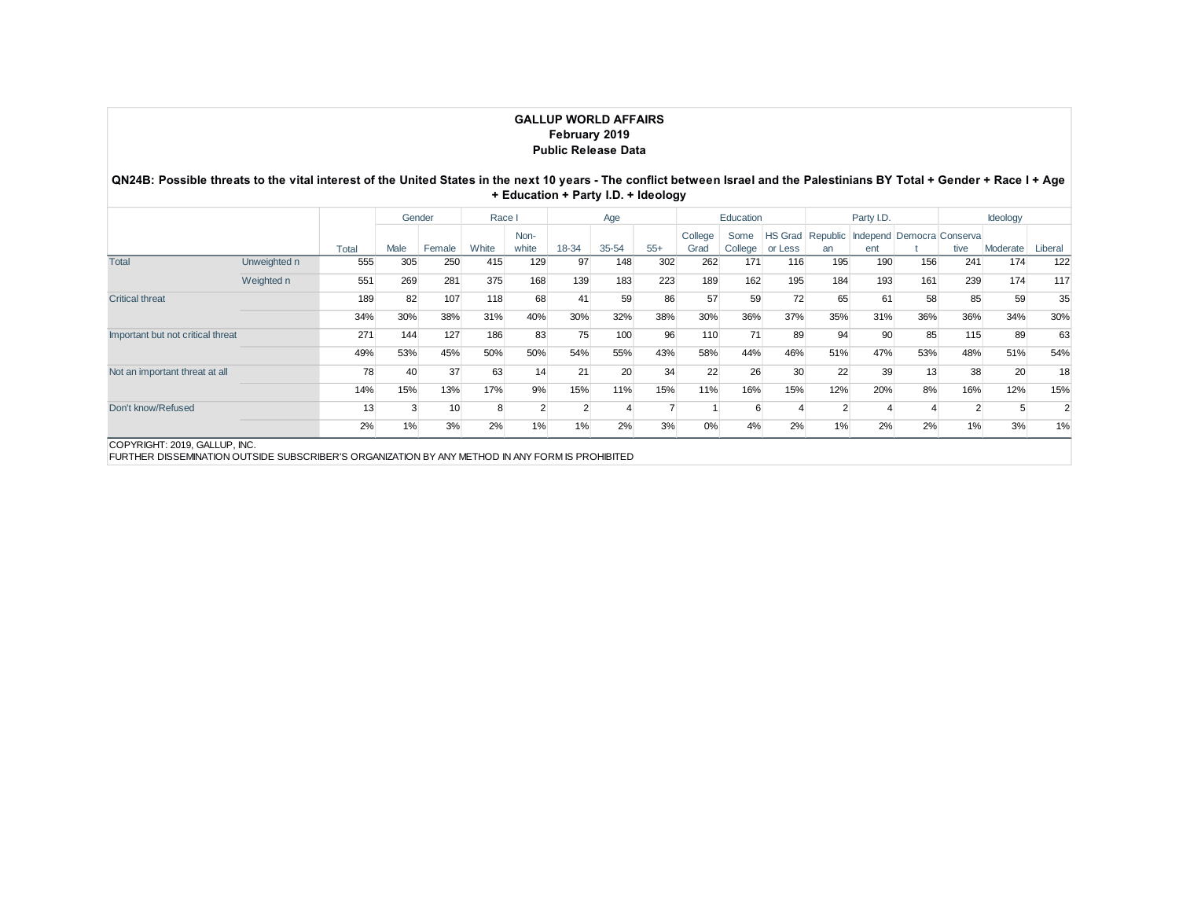**GALLUP WORLD AFFAIRS**
**February 2019**
**Public Release Data**

**QN24B: Possible threats to the vital interest of the United States in the next 10 years - The conflict between Israel and the Palestinians BY Total + Gender + Race I + Age + Education + Party I.D. + Ideology**

| | | | Gender | | Race I | | Age | | | Education | | | Party I.D. | | | Ideology | | |
|---|---|---|---|---|---|---|---|---|---|---|---|---|---|---|---|---|---|---|
| | | Total | Male | Female | White | Non-white | 18-34 | 35-54 | 55+ | College Grad | Some College | HS Grad or Less | Republican | Independent | Democrat | Conservative | Moderate | Liberal |
| Total | Unweighted n | 555 | 305 | 250 | 415 | 129 | 97 | 148 | 302 | 262 | 171 | 116 | 195 | 190 | 156 | 241 | 174 | 122 |
| | Weighted n | 551 | 269 | 281 | 375 | 168 | 139 | 183 | 223 | 189 | 162 | 195 | 184 | 193 | 161 | 239 | 174 | 117 |
| Critical threat | | 189 | 82 | 107 | 118 | 68 | 41 | 59 | 86 | 57 | 59 | 72 | 65 | 61 | 58 | 85 | 59 | 35 |
| | | 34% | 30% | 38% | 31% | 40% | 30% | 32% | 38% | 30% | 36% | 37% | 35% | 31% | 36% | 36% | 34% | 30% |
| Important but not critical threat | | 271 | 144 | 127 | 186 | 83 | 75 | 100 | 96 | 110 | 71 | 89 | 94 | 90 | 85 | 115 | 89 | 63 |
| | | 49% | 53% | 45% | 50% | 50% | 54% | 55% | 43% | 58% | 44% | 46% | 51% | 47% | 53% | 48% | 51% | 54% |
| Not an important threat at all | | 78 | 40 | 37 | 63 | 14 | 21 | 20 | 34 | 22 | 26 | 30 | 22 | 39 | 13 | 38 | 20 | 18 |
| | | 14% | 15% | 13% | 17% | 9% | 15% | 11% | 15% | 11% | 16% | 15% | 12% | 20% | 8% | 16% | 12% | 15% |
| Don't know/Refused | | 13 | 3 | 10 | 8 | 2 | 2 | 4 | 7 | 1 | 6 | 4 | 2 | 4 | 4 | 2 | 5 | 2 |
| | | 2% | 1% | 3% | 2% | 1% | 1% | 2% | 3% | 0% | 4% | 2% | 1% | 2% | 2% | 1% | 3% | 1% |

COPYRIGHT: 2019, GALLUP, INC.
FURTHER DISSEMINATION OUTSIDE SUBSCRIBER'S ORGANIZATION BY ANY METHOD IN ANY FORM IS PROHIBITED